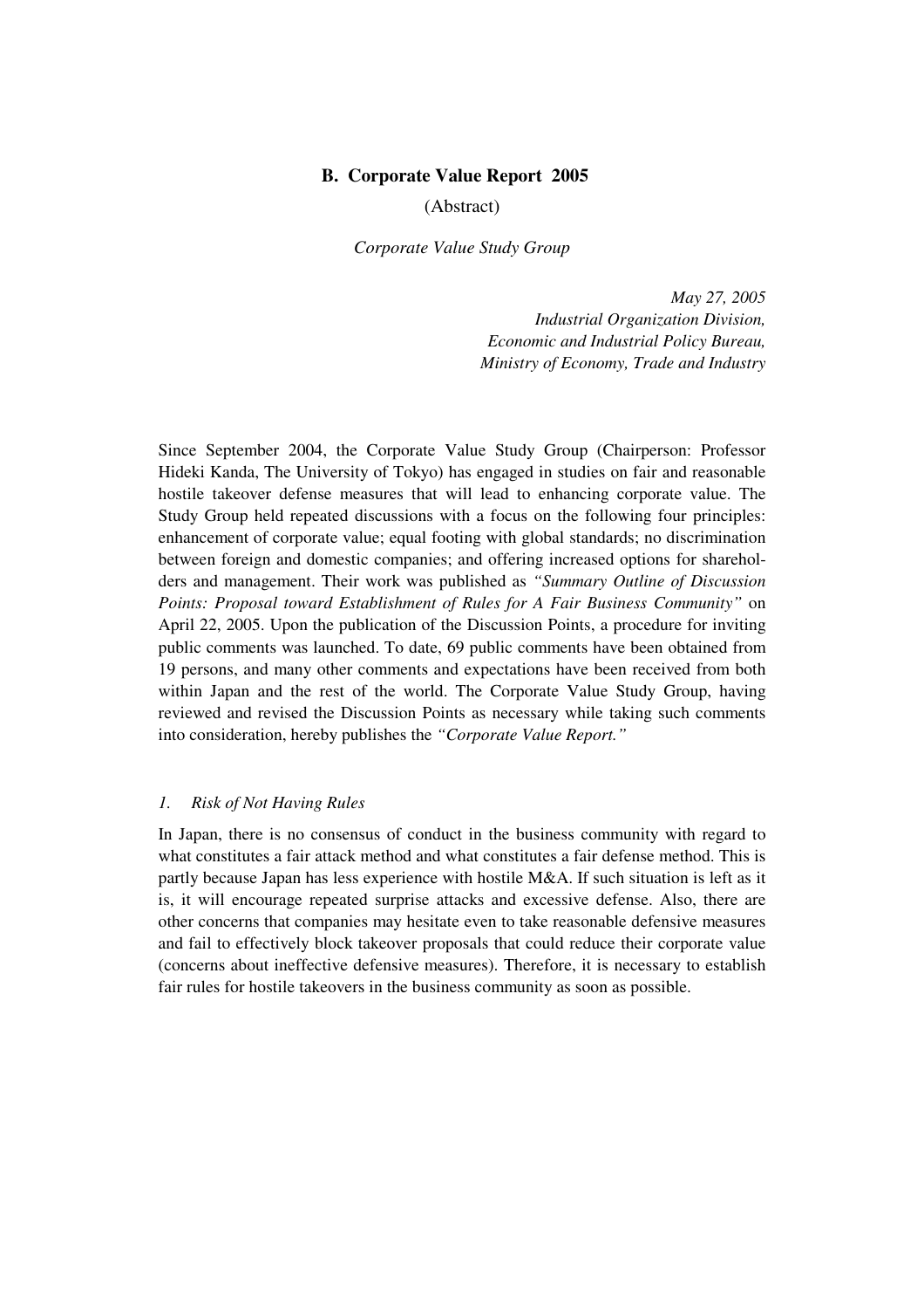## B. Corporate Value Report 2005

(Abstract)

*Corporate Value Study Group*

*May 27, 2005*
*Industrial Organization Division,*
*Economic and Industrial Policy Bureau,*
*Ministry of Economy, Trade and Industry*

Since September 2004, the Corporate Value Study Group (Chairperson: Professor Hideki Kanda, The University of Tokyo) has engaged in studies on fair and reasonable hostile takeover defense measures that will lead to enhancing corporate value. The Study Group held repeated discussions with a focus on the following four principles: enhancement of corporate value; equal footing with global standards; no discrimination between foreign and domestic companies; and offering increased options for shareholders and management. Their work was published as *"Summary Outline of Discussion Points: Proposal toward Establishment of Rules for A Fair Business Community"* on April 22, 2005. Upon the publication of the Discussion Points, a procedure for inviting public comments was launched. To date, 69 public comments have been obtained from 19 persons, and many other comments and expectations have been received from both within Japan and the rest of the world. The Corporate Value Study Group, having reviewed and revised the Discussion Points as necessary while taking such comments into consideration, hereby publishes the *"Corporate Value Report."*

### *1. Risk of Not Having Rules*

In Japan, there is no consensus of conduct in the business community with regard to what constitutes a fair attack method and what constitutes a fair defense method. This is partly because Japan has less experience with hostile M&A. If such situation is left as it is, it will encourage repeated surprise attacks and excessive defense. Also, there are other concerns that companies may hesitate even to take reasonable defensive measures and fail to effectively block takeover proposals that could reduce their corporate value (concerns about ineffective defensive measures). Therefore, it is necessary to establish fair rules for hostile takeovers in the business community as soon as possible.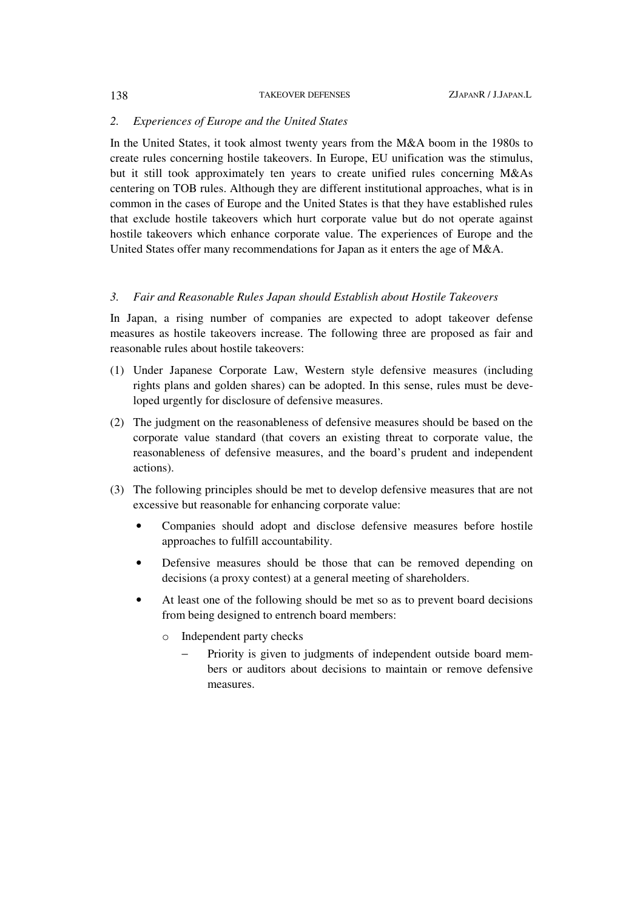*2. Experiences of Europe and the United States*

In the United States, it took almost twenty years from the M&A boom in the 1980s to create rules concerning hostile takeovers. In Europe, EU unification was the stimulus, but it still took approximately ten years to create unified rules concerning M&As centering on TOB rules. Although they are different institutional approaches, what is in common in the cases of Europe and the United States is that they have established rules that exclude hostile takeovers which hurt corporate value but do not operate against hostile takeovers which enhance corporate value. The experiences of Europe and the United States offer many recommendations for Japan as it enters the age of M&A.

*3. Fair and Reasonable Rules Japan should Establish about Hostile Takeovers*

In Japan, a rising number of companies are expected to adopt takeover defense measures as hostile takeovers increase. The following three are proposed as fair and reasonable rules about hostile takeovers:

(1) Under Japanese Corporate Law, Western style defensive measures (including rights plans and golden shares) can be adopted. In this sense, rules must be developed urgently for disclosure of defensive measures.

(2) The judgment on the reasonableness of defensive measures should be based on the corporate value standard (that covers an existing threat to corporate value, the reasonableness of defensive measures, and the board's prudent and independent actions).

(3) The following principles should be met to develop defensive measures that are not excessive but reasonable for enhancing corporate value:

- Companies should adopt and disclose defensive measures before hostile approaches to fulfill accountability.
- Defensive measures should be those that can be removed depending on decisions (a proxy contest) at a general meeting of shareholders.
- At least one of the following should be met so as to prevent board decisions from being designed to entrench board members:
  - Independent party checks
    - Priority is given to judgments of independent outside board members or auditors about decisions to maintain or remove defensive measures.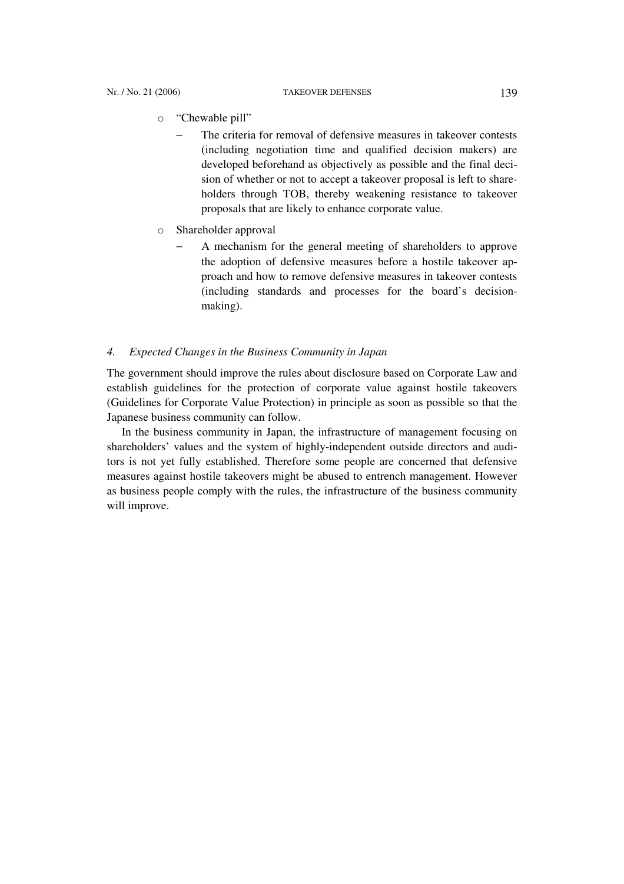- "Chewable pill"
  - The criteria for removal of defensive measures in takeover contests (including negotiation time and qualified decision makers) are developed beforehand as objectively as possible and the final decision of whether or not to accept a takeover proposal is left to shareholders through TOB, thereby weakening resistance to takeover proposals that are likely to enhance corporate value.
- Shareholder approval
  - A mechanism for the general meeting of shareholders to approve the adoption of defensive measures before a hostile takeover approach and how to remove defensive measures in takeover contests (including standards and processes for the board's decision-making).

### *4. Expected Changes in the Business Community in Japan*

The government should improve the rules about disclosure based on Corporate Law and establish guidelines for the protection of corporate value against hostile takeovers (Guidelines for Corporate Value Protection) in principle as soon as possible so that the Japanese business community can follow.

In the business community in Japan, the infrastructure of management focusing on shareholders' values and the system of highly-independent outside directors and auditors is not yet fully established. Therefore some people are concerned that defensive measures against hostile takeovers might be abused to entrench management. However as business people comply with the rules, the infrastructure of the business community will improve.